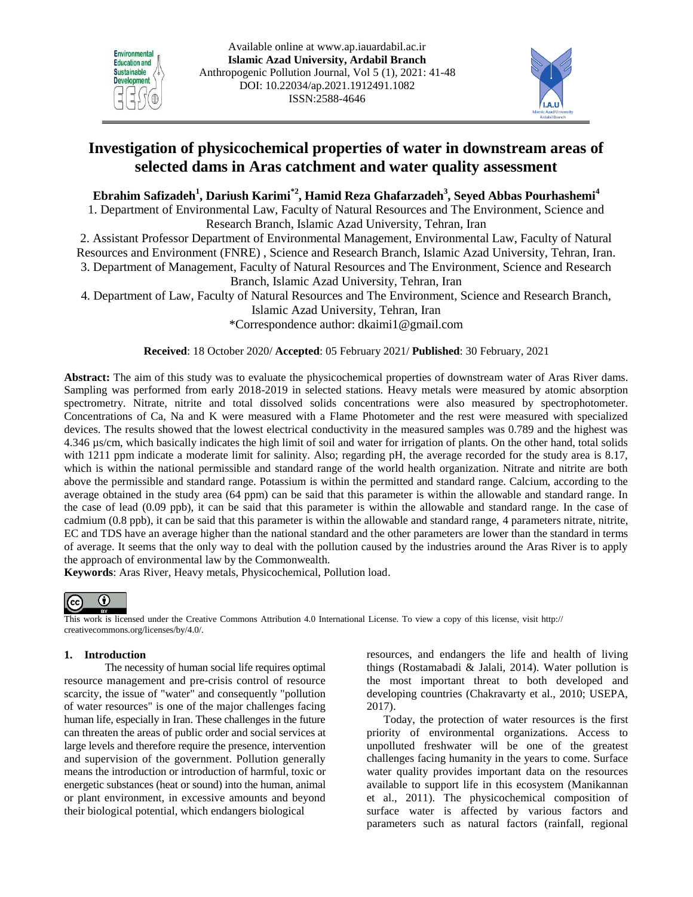# Investigation of physicochemical properties of water in downstream areas of selected dams in Aras catchment and water quality assessment

**Ebrahim Safizadeh[1], Dariush Karimi[*2], Hamid Reza Ghafarzadeh[3], Seyed Abbas Pourhashemi[4]**

1. Department of Environmental Law, Faculty of Natural Resources and The Environment, Science and Research Branch, Islamic Azad University, Tehran, Iran
2. Assistant Professor Department of Environmental Management, Environmental Law, Faculty of Natural Resources and Environment (FNRE) , Science and Research Branch, Islamic Azad University, Tehran, Iran.
3. Department of Management, Faculty of Natural Resources and The Environment, Science and Research Branch, Islamic Azad University, Tehran, Iran
4. Department of Law, Faculty of Natural Resources and The Environment, Science and Research Branch, Islamic Azad University, Tehran, Iran

*Correspondence author: dkaimi1@gmail.com

**Received**: 18 October 2020/ **Accepted**: 05 February 2021/ **Published**: 30 February, 2021

**Abstract:** The aim of this study was to evaluate the physicochemical properties of downstream water of Aras River dams. Sampling was performed from early 2018-2019 in selected stations. Heavy metals were measured by atomic absorption spectrometry. Nitrate, nitrite and total dissolved solids concentrations were also measured by spectrophotometer. Concentrations of Ca, Na and K were measured with a Flame Photometer and the rest were measured with specialized devices. The results showed that the lowest electrical conductivity in the measured samples was 0.789 and the highest was 4.346 µs/cm, which basically indicates the high limit of soil and water for irrigation of plants. On the other hand, total solids with 1211 ppm indicate a moderate limit for salinity. Also; regarding pH, the average recorded for the study area is 8.17, which is within the national permissible and standard range of the world health organization. Nitrate and nitrite are both above the permissible and standard range. Potassium is within the permitted and standard range. Calcium, according to the average obtained in the study area (64 ppm) can be said that this parameter is within the allowable and standard range. In the case of lead (0.09 ppb), it can be said that this parameter is within the allowable and standard range. In the case of cadmium (0.8 ppb), it can be said that this parameter is within the allowable and standard range, 4 parameters nitrate, nitrite, EC and TDS have an average higher than the national standard and the other parameters are lower than the standard in terms of average. It seems that the only way to deal with the pollution caused by the industries around the Aras River is to apply the approach of environmental law by the Commonwealth.

**Keywords**: Aras River, Heavy metals, Physicochemical, Pollution load.

This work is licensed under the Creative Commons Attribution 4.0 International License. To view a copy of this license, visit http:// creativecommons.org/licenses/by/4.0/.

## 1. Introduction

The necessity of human social life requires optimal resource management and pre-crisis control of resource scarcity, the issue of "water" and consequently "pollution of water resources" is one of the major challenges facing human life, especially in Iran. These challenges in the future can threaten the areas of public order and social services at large levels and therefore require the presence, intervention and supervision of the government. Pollution generally means the introduction or introduction of harmful, toxic or energetic substances (heat or sound) into the human, animal or plant environment, in excessive amounts and beyond their biological potential, which endangers biological resources, and endangers the life and health of living things (Rostamabadi & Jalali, 2014). Water pollution is the most important threat to both developed and developing countries (Chakravarty et al., 2010; USEPA, 2017).

Today, the protection of water resources is the first priority of environmental organizations. Access to unpolluted freshwater will be one of the greatest challenges facing humanity in the years to come. Surface water quality provides important data on the resources available to support life in this ecosystem (Manikannan et al., 2011). The physicochemical composition of surface water is affected by various factors and parameters such as natural factors (rainfall, regional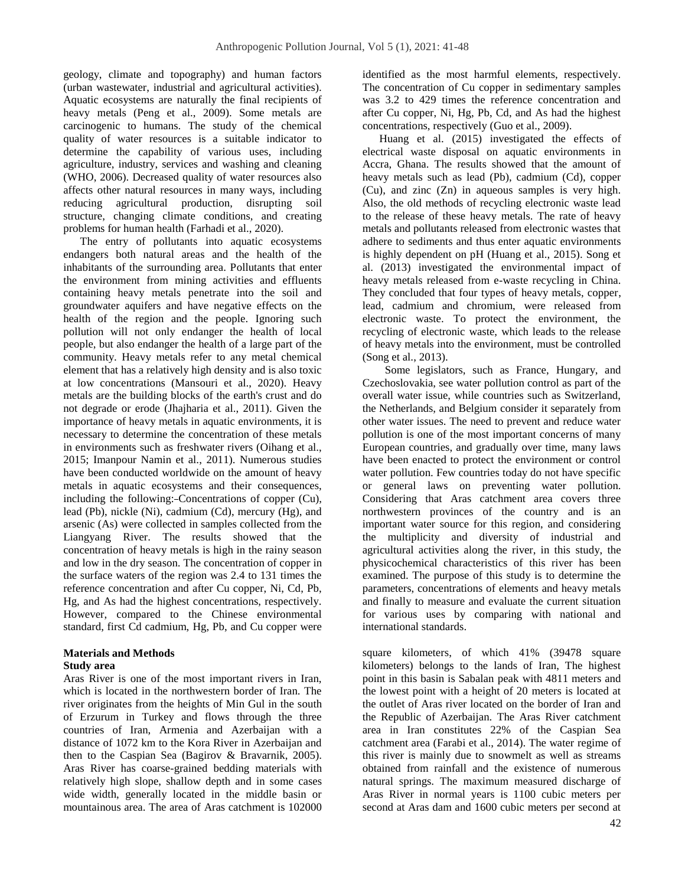geology, climate and topography) and human factors (urban wastewater, industrial and agricultural activities). Aquatic ecosystems are naturally the final recipients of heavy metals (Peng et al., 2009). Some metals are carcinogenic to humans. The study of the chemical quality of water resources is a suitable indicator to determine the capability of various uses, including agriculture, industry, services and washing and cleaning (WHO, 2006). Decreased quality of water resources also affects other natural resources in many ways, including reducing agricultural production, disrupting soil structure, changing climate conditions, and creating problems for human health (Farhadi et al., 2020).

The entry of pollutants into aquatic ecosystems endangers both natural areas and the health of the inhabitants of the surrounding area. Pollutants that enter the environment from mining activities and effluents containing heavy metals penetrate into the soil and groundwater aquifers and have negative effects on the health of the region and the people. Ignoring such pollution will not only endanger the health of local people, but also endanger the health of a large part of the community. Heavy metals refer to any metal chemical element that has a relatively high density and is also toxic at low concentrations (Mansouri et al., 2020). Heavy metals are the building blocks of the earth's crust and do not degrade or erode (Jhajharia et al., 2011). Given the importance of heavy metals in aquatic environments, it is necessary to determine the concentration of these metals in environments such as freshwater rivers (Oihang et al., 2015; Imanpour Namin et al., 2011). Numerous studies have been conducted worldwide on the amount of heavy metals in aquatic ecosystems and their consequences, including the following:-Concentrations of copper (Cu), lead (Pb), nickle (Ni), cadmium (Cd), mercury (Hg), and arsenic (As) were collected in samples collected from the Liangyang River. The results showed that the concentration of heavy metals is high in the rainy season and low in the dry season. The concentration of copper in the surface waters of the region was 2.4 to 131 times the reference concentration and after Cu copper, Ni, Cd, Pb, Hg, and As had the highest concentrations, respectively. However, compared to the Chinese environmental standard, first Cd cadmium, Hg, Pb, and Cu copper were identified as the most harmful elements, respectively. The concentration of Cu copper in sedimentary samples was 3.2 to 429 times the reference concentration and after Cu copper, Ni, Hg, Pb, Cd, and As had the highest concentrations, respectively (Guo et al., 2009).

Huang et al. (2015) investigated the effects of electrical waste disposal on aquatic environments in Accra, Ghana. The results showed that the amount of heavy metals such as lead (Pb), cadmium (Cd), copper (Cu), and zinc (Zn) in aqueous samples is very high. Also, the old methods of recycling electronic waste lead to the release of these heavy metals. The rate of heavy metals and pollutants released from electronic wastes that adhere to sediments and thus enter aquatic environments is highly dependent on pH (Huang et al., 2015). Song et al. (2013) investigated the environmental impact of heavy metals released from e-waste recycling in China. They concluded that four types of heavy metals, copper, lead, cadmium and chromium, were released from electronic waste. To protect the environment, the recycling of electronic waste, which leads to the release of heavy metals into the environment, must be controlled (Song et al., 2013).

Some legislators, such as France, Hungary, and Czechoslovakia, see water pollution control as part of the overall water issue, while countries such as Switzerland, the Netherlands, and Belgium consider it separately from other water issues. The need to prevent and reduce water pollution is one of the most important concerns of many European countries, and gradually over time, many laws have been enacted to protect the environment or control water pollution. Few countries today do not have specific or general laws on preventing water pollution. Considering that Aras catchment area covers three northwestern provinces of the country and is an important water source for this region, and considering the multiplicity and diversity of industrial and agricultural activities along the river, in this study, the physicochemical characteristics of this river has been examined. The purpose of this study is to determine the parameters, concentrations of elements and heavy metals and finally to measure and evaluate the current situation for various uses by comparing with national and international standards.

## Materials and Methods

### Study area

Aras River is one of the most important rivers in Iran, which is located in the northwestern border of Iran. The river originates from the heights of Min Gul in the south of Erzurum in Turkey and flows through the three countries of Iran, Armenia and Azerbaijan with a distance of 1072 km to the Kora River in Azerbaijan and then to the Caspian Sea (Bagirov & Bravarnik, 2005). Aras River has coarse-grained bedding materials with relatively high slope, shallow depth and in some cases wide width, generally located in the middle basin or mountainous area. The area of Aras catchment is 102000 square kilometers, of which 41% (39478 square kilometers) belongs to the lands of Iran, The highest point in this basin is Sabalan peak with 4811 meters and the lowest point with a height of 20 meters is located at the outlet of Aras river located on the border of Iran and the Republic of Azerbaijan. The Aras River catchment area in Iran constitutes 22% of the Caspian Sea catchment area (Farabi et al., 2014). The water regime of this river is mainly due to snowmelt as well as streams obtained from rainfall and the existence of numerous natural springs. The maximum measured discharge of Aras River in normal years is 1100 cubic meters per second at Aras dam and 1600 cubic meters per second at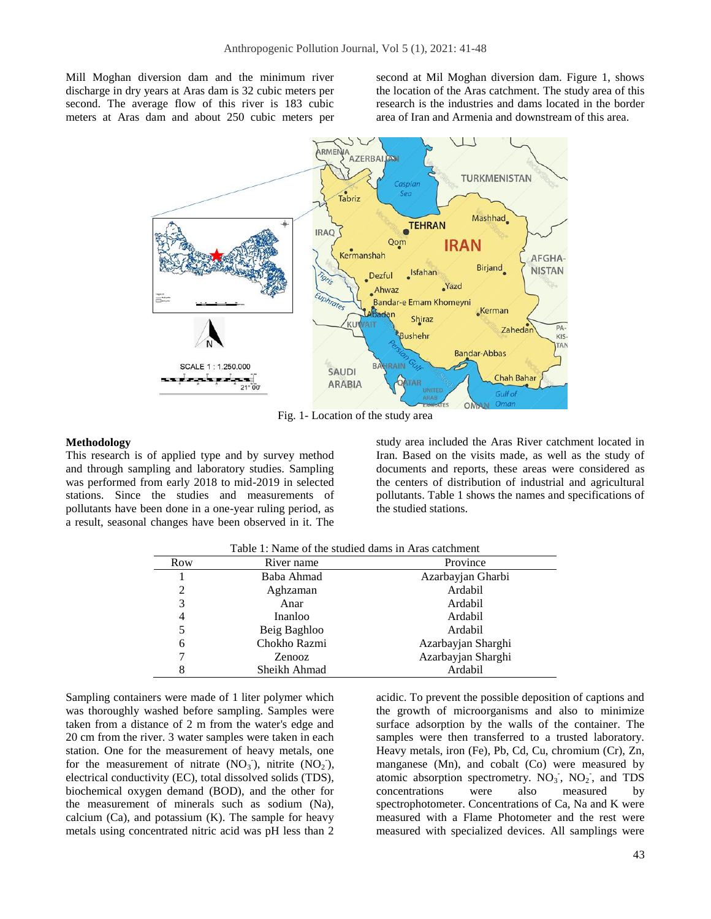Mill Moghan diversion dam and the minimum river discharge in dry years at Aras dam is 32 cubic meters per second. The average flow of this river is 183 cubic meters at Aras dam and about 250 cubic meters per second at Mil Moghan diversion dam. Figure 1, shows the location of the Aras catchment. The study area of this research is the industries and dams located in the border area of Iran and Armenia and downstream of this area.

Fig. 1- Location of the study area

## Methodology

This research is of applied type and by survey method and through sampling and laboratory studies. Sampling was performed from early 2018 to mid-2019 in selected stations. Since the studies and measurements of pollutants have been done in a one-year ruling period, as a result, seasonal changes have been observed in it. The study area included the Aras River catchment located in Iran. Based on the visits made, as well as the study of documents and reports, these areas were considered as the centers of distribution of industrial and agricultural pollutants. Table 1 shows the names and specifications of the studied stations.

Table 1: Name of the studied dams in Aras catchment

| Row | River name | Province |
|---|---|---|
| 1 | Baba Ahmad | Azarbayjan Gharbi |
| 2 | Aghzaman | Ardabil |
| 3 | Anar | Ardabil |
| 4 | Inanloo | Ardabil |
| 5 | Beig Baghloo | Ardabil |
| 6 | Chokho Razmi | Azarbayjan Sharghi |
| 7 | Zenooz | Azarbayjan Sharghi |
| 8 | Sheikh Ahmad | Ardabil |

Sampling containers were made of 1 liter polymer which was thoroughly washed before sampling. Samples were taken from a distance of 2 m from the water's edge and 20 cm from the river. 3 water samples were taken in each station. One for the measurement of heavy metals, one for the measurement of nitrate ($NO_3^-$), nitrite ($NO_2^-$), electrical conductivity (EC), total dissolved solids (TDS), biochemical oxygen demand (BOD), and the other for the measurement of minerals such as sodium (Na), calcium (Ca), and potassium (K). The sample for heavy metals using concentrated nitric acid was pH less than 2 acidic. To prevent the possible deposition of captions and the growth of microorganisms and also to minimize surface adsorption by the walls of the container. The samples were then transferred to a trusted laboratory. Heavy metals, iron (Fe), Pb, Cd, Cu, chromium (Cr), Zn, manganese (Mn), and cobalt (Co) were measured by atomic absorption spectrometry. $NO_3^-$, $NO_2^-$, and TDS concentrations were also measured by spectrophotometer. Concentrations of Ca, Na and K were measured with a Flame Photometer and the rest were measured with specialized devices. All samplings were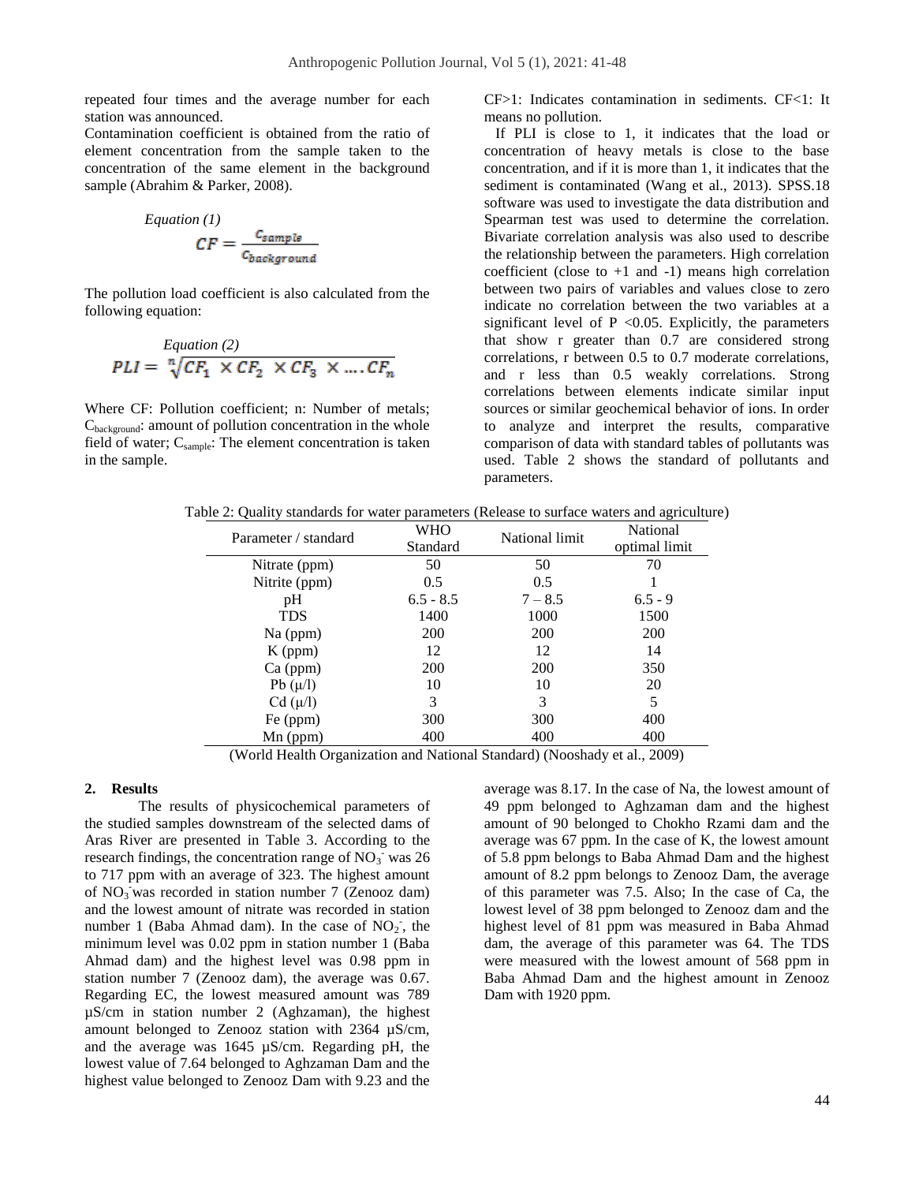repeated four times and the average number for each station was announced.

Contamination coefficient is obtained from the ratio of element concentration from the sample taken to the concentration of the same element in the background sample (Abrahim & Parker, 2008).

*Equation (1)*

$$CF = \frac{C_{sample}}{C_{background}}$$

The pollution load coefficient is also calculated from the following equation:

*Equation (2)*

$$PLI = \sqrt[n]{CF_1 \times CF_2 \times CF_3 \times \dots CF_n}$$

Where CF: Pollution coefficient; n: Number of metals; $C_{background}$: amount of pollution concentration in the whole field of water; $C_{sample}$: The element concentration is taken in the sample.

CF>1: Indicates contamination in sediments. CF<1: It means no pollution.

If PLI is close to 1, it indicates that the load or concentration of heavy metals is close to the base concentration, and if it is more than 1, it indicates that the sediment is contaminated (Wang et al., 2013). SPSS.18 software was used to investigate the data distribution and Spearman test was used to determine the correlation. Bivariate correlation analysis was also used to describe the relationship between the parameters. High correlation coefficient (close to +1 and -1) means high correlation between two pairs of variables and values close to zero indicate no correlation between the two variables at a significant level of $P < 0.05$. Explicitly, the parameters that show r greater than 0.7 are considered strong correlations, r between 0.5 to 0.7 moderate correlations, and r less than 0.5 weakly correlations. Strong correlations between elements indicate similar input sources or similar geochemical behavior of ions. In order to analyze and interpret the results, comparative comparison of data with standard tables of pollutants was used. Table 2 shows the standard of pollutants and parameters.

Table 2: Quality standards for water parameters (Release to surface waters and agriculture)

| Parameter / standard | WHO Standard | National limit | National optimal limit |
|---|---|---|---|
| Nitrate (ppm) | 50 | 50 | 70 |
| Nitrite (ppm) | 0.5 | 0.5 | 1 |
| pH | 6.5 - 8.5 | 7 – 8.5 | 6.5 - 9 |
| TDS | 1400 | 1000 | 1500 |
| Na (ppm) | 200 | 200 | 200 |
| K (ppm) | 12 | 12 | 14 |
| Ca (ppm) | 200 | 200 | 350 |
| Pb (μ/l) | 10 | 10 | 20 |
| Cd (μ/l) | 3 | 3 | 5 |
| Fe (ppm) | 300 | 300 | 400 |
| Mn (ppm) | 400 | 400 | 400 |

(World Health Organization and National Standard) (Nooshady et al., 2009)

## 2. Results

The results of physicochemical parameters of the studied samples downstream of the selected dams of Aras River are presented in Table 3. According to the research findings, the concentration range of $NO_3^-$ was 26 to 717 ppm with an average of 323. The highest amount of $NO_3^-$ was recorded in station number 7 (Zenooz dam) and the lowest amount of nitrate was recorded in station number 1 (Baba Ahmad dam). In the case of $NO_2^-$, the minimum level was 0.02 ppm in station number 1 (Baba Ahmad dam) and the highest level was 0.98 ppm in station number 7 (Zenooz dam), the average was 0.67. Regarding EC, the lowest measured amount was 789 µS/cm in station number 2 (Aghzaman), the highest amount belonged to Zenooz station with 2364 µS/cm, and the average was 1645 µS/cm. Regarding pH, the lowest value of 7.64 belonged to Aghzaman Dam and the highest value belonged to Zenooz Dam with 9.23 and the average was 8.17. In the case of Na, the lowest amount of 49 ppm belonged to Aghzaman dam and the highest amount of 90 belonged to Chokho Rzami dam and the average was 67 ppm. In the case of K, the lowest amount of 5.8 ppm belongs to Baba Ahmad Dam and the highest amount of 8.2 ppm belongs to Zenooz Dam, the average of this parameter was 7.5. Also; In the case of Ca, the lowest level of 38 ppm belonged to Zenooz dam and the highest level of 81 ppm was measured in Baba Ahmad dam, the average of this parameter was 64. The TDS were measured with the lowest amount of 568 ppm in Baba Ahmad Dam and the highest amount in Zenooz Dam with 1920 ppm.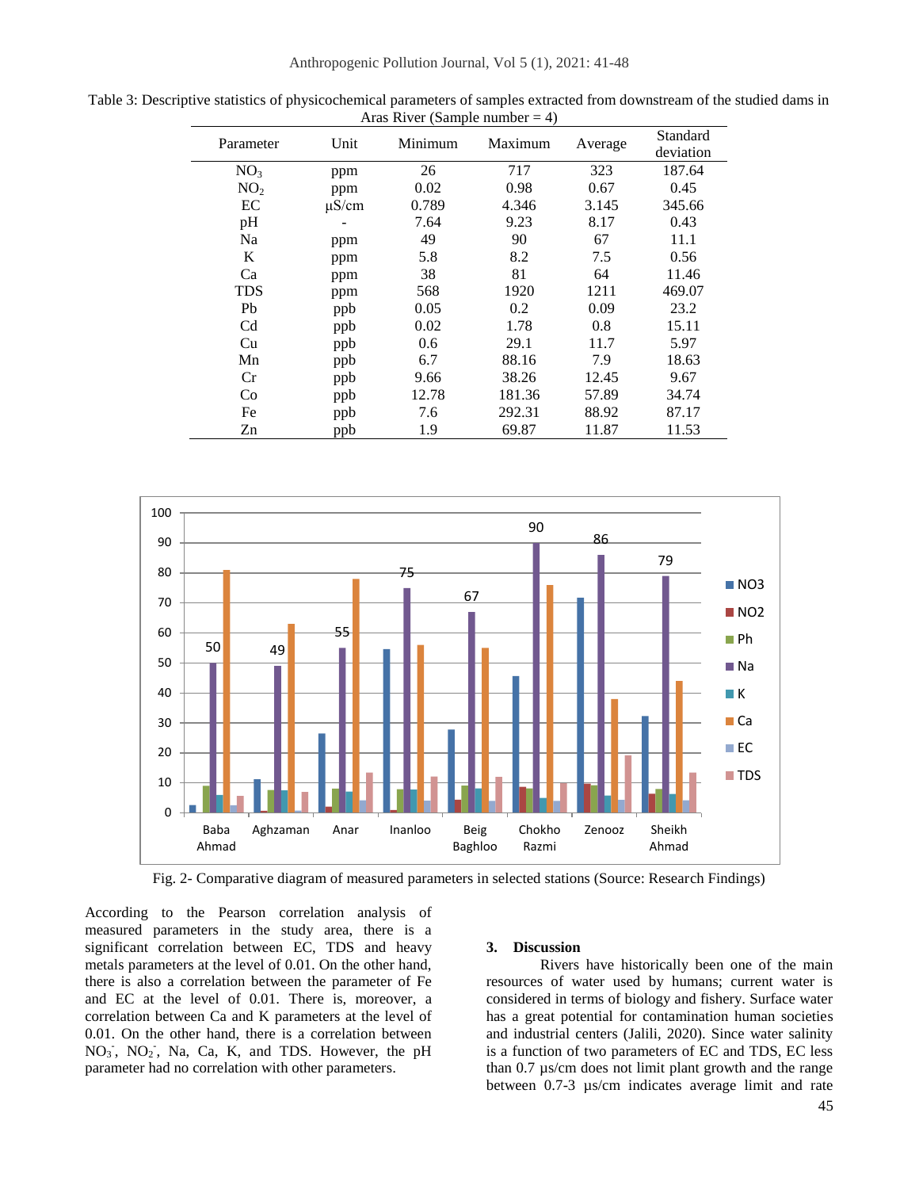Table 3: Descriptive statistics of physicochemical parameters of samples extracted from downstream of the studied dams in Aras River (Sample number = 4)

| Parameter | Unit | Minimum | Maximum | Average | Standard deviation |
|---|---|---|---|---|---|
| $NO_3$ | ppm | 26 | 717 | 323 | 187.64 |
| $NO_2$ | ppm | 0.02 | 0.98 | 0.67 | 0.45 |
| EC | µS/cm | 0.789 | 4.346 | 3.145 | 345.66 |
| pH | - | 7.64 | 9.23 | 8.17 | 0.43 |
| Na | ppm | 49 | 90 | 67 | 11.1 |
| K | ppm | 5.8 | 8.2 | 7.5 | 0.56 |
| Ca | ppm | 38 | 81 | 64 | 11.46 |
| TDS | ppm | 568 | 1920 | 1211 | 469.07 |
| Pb | ppb | 0.05 | 0.2 | 0.09 | 23.2 |
| Cd | ppb | 0.02 | 1.78 | 0.8 | 15.11 |
| Cu | ppb | 0.6 | 29.1 | 11.7 | 5.97 |
| Mn | ppb | 6.7 | 88.16 | 7.9 | 18.63 |
| Cr | ppb | 9.66 | 38.26 | 12.45 | 9.67 |
| Co | ppb | 12.78 | 181.36 | 57.89 | 34.74 |
| Fe | ppb | 7.6 | 292.31 | 88.92 | 87.17 |
| Zn | ppb | 1.9 | 69.87 | 11.87 | 11.53 |

Fig. 2- Comparative diagram of measured parameters in selected stations (Source: Research Findings)

According to the Pearson correlation analysis of measured parameters in the study area, there is a significant correlation between EC, TDS and heavy metals parameters at the level of 0.01. On the other hand, there is also a correlation between the parameter of Fe and EC at the level of 0.01. There is, moreover, a correlation between Ca and K parameters at the level of 0.01. On the other hand, there is a correlation between $NO_3^-$, $NO_2^-$, Na, Ca, K, and TDS. However, the pH parameter had no correlation with other parameters.

## 3. Discussion

Rivers have historically been one of the main resources of water used by humans; current water is considered in terms of biology and fishery. Surface water has a great potential for contamination human societies and industrial centers (Jalili, 2020). Since water salinity is a function of two parameters of EC and TDS, EC less than 0.7 µs/cm does not limit plant growth and the range between 0.7-3 µs/cm indicates average limit and rate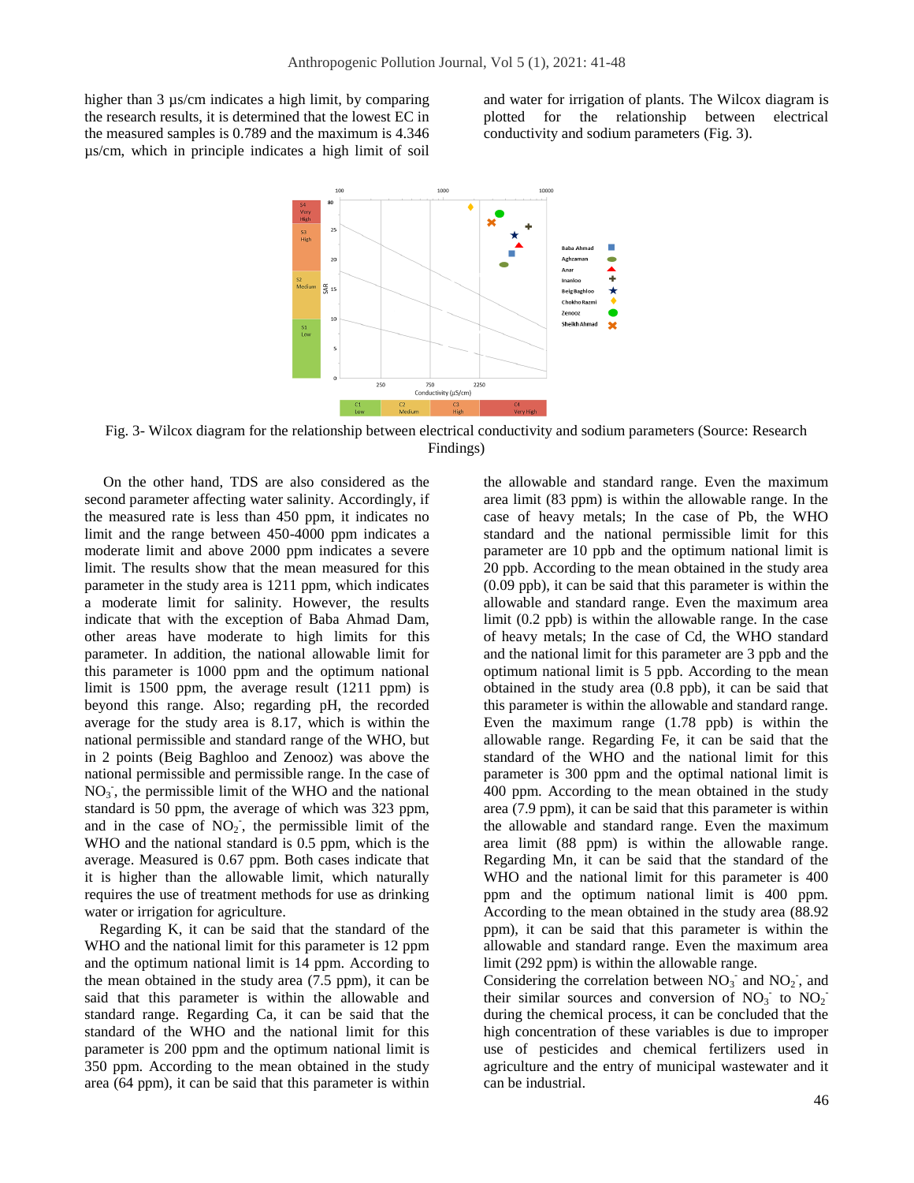higher than 3 µs/cm indicates a high limit, by comparing the research results, it is determined that the lowest EC in the measured samples is 0.789 and the maximum is 4.346 µs/cm, which in principle indicates a high limit of soil and water for irrigation of plants. The Wilcox diagram is plotted for the relationship between electrical conductivity and sodium parameters (Fig. 3).

Fig. 3- Wilcox diagram for the relationship between electrical conductivity and sodium parameters (Source: Research Findings)

On the other hand, TDS are also considered as the second parameter affecting water salinity. Accordingly, if the measured rate is less than 450 ppm, it indicates no limit and the range between 450-4000 ppm indicates a moderate limit and above 2000 ppm indicates a severe limit. The results show that the mean measured for this parameter in the study area is 1211 ppm, which indicates a moderate limit for salinity. However, the results indicate that with the exception of Baba Ahmad Dam, other areas have moderate to high limits for this parameter. In addition, the national allowable limit for this parameter is 1000 ppm and the optimum national limit is 1500 ppm, the average result (1211 ppm) is beyond this range. Also; regarding pH, the recorded average for the study area is 8.17, which is within the national permissible and standard range of the WHO, but in 2 points (Beig Baghloo and Zenooz) was above the national permissible and permissible range. In the case of $NO_3^-$, the permissible limit of the WHO and the national standard is 50 ppm, the average of which was 323 ppm, and in the case of $NO_2^-$, the permissible limit of the WHO and the national standard is 0.5 ppm, which is the average. Measured is 0.67 ppm. Both cases indicate that it is higher than the allowable limit, which naturally requires the use of treatment methods for use as drinking water or irrigation for agriculture.

Regarding K, it can be said that the standard of the WHO and the national limit for this parameter is 12 ppm and the optimum national limit is 14 ppm. According to the mean obtained in the study area (7.5 ppm), it can be said that this parameter is within the allowable and standard range. Regarding Ca, it can be said that the standard of the WHO and the national limit for this parameter is 200 ppm and the optimum national limit is 350 ppm. According to the mean obtained in the study area (64 ppm), it can be said that this parameter is within the allowable and standard range. Even the maximum area limit (83 ppm) is within the allowable range. In the case of heavy metals; In the case of Pb, the WHO standard and the national permissible limit for this parameter are 10 ppb and the optimum national limit is 20 ppb. According to the mean obtained in the study area (0.09 ppb), it can be said that this parameter is within the allowable and standard range. Even the maximum area limit (0.2 ppb) is within the allowable range. In the case of heavy metals; In the case of Cd, the WHO standard and the national limit for this parameter are 3 ppb and the optimum national limit is 5 ppb. According to the mean obtained in the study area (0.8 ppb), it can be said that this parameter is within the allowable and standard range. Even the maximum range (1.78 ppb) is within the allowable range. Regarding Fe, it can be said that the standard of the WHO and the national limit for this parameter is 300 ppm and the optimal national limit is 400 ppm. According to the mean obtained in the study area (7.9 ppm), it can be said that this parameter is within the allowable and standard range. Even the maximum area limit (88 ppm) is within the allowable range. Regarding Mn, it can be said that the standard of the WHO and the national limit for this parameter is 400 ppm and the optimum national limit is 400 ppm. According to the mean obtained in the study area (88.92 ppm), it can be said that this parameter is within the allowable and standard range. Even the maximum area limit (292 ppm) is within the allowable range.

Considering the correlation between $NO_3^-$ and $NO_2^-$, and their similar sources and conversion of $NO_3^-$ to $NO_2^-$ during the chemical process, it can be concluded that the high concentration of these variables is due to improper use of pesticides and chemical fertilizers used in agriculture and the entry of municipal wastewater and it can be industrial.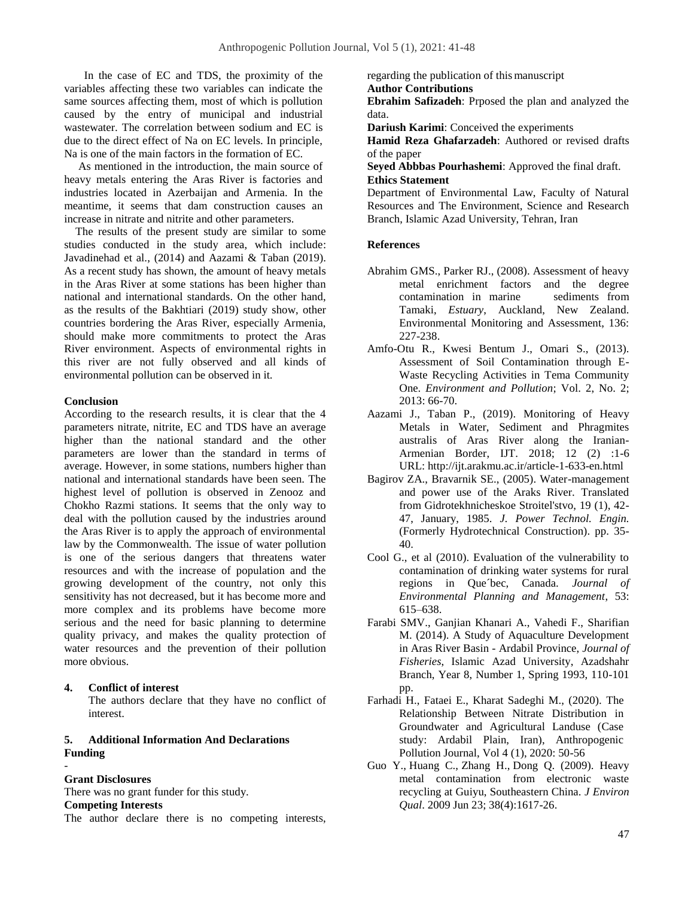In the case of EC and TDS, the proximity of the variables affecting these two variables can indicate the same sources affecting them, most of which is pollution caused by the entry of municipal and industrial wastewater. The correlation between sodium and EC is due to the direct effect of Na on EC levels. In principle, Na is one of the main factors in the formation of EC.

As mentioned in the introduction, the main source of heavy metals entering the Aras River is factories and industries located in Azerbaijan and Armenia. In the meantime, it seems that dam construction causes an increase in nitrate and nitrite and other parameters.

The results of the present study are similar to some studies conducted in the study area, which include: Javadinehad et al., (2014) and Aazami & Taban (2019). As a recent study has shown, the amount of heavy metals in the Aras River at some stations has been higher than national and international standards. On the other hand, as the results of the Bakhtiari (2019) study show, other countries bordering the Aras River, especially Armenia, should make more commitments to protect the Aras River environment. Aspects of environmental rights in this river are not fully observed and all kinds of environmental pollution can be observed in it.

## Conclusion

According to the research results, it is clear that the 4 parameters nitrate, nitrite, EC and TDS have an average higher than the national standard and the other parameters are lower than the standard in terms of average. However, in some stations, numbers higher than national and international standards have been seen. The highest level of pollution is observed in Zenooz and Chokho Razmi stations. It seems that the only way to deal with the pollution caused by the industries around the Aras River is to apply the approach of environmental law by the Commonwealth. The issue of water pollution is one of the serious dangers that threatens water resources and with the increase of population and the growing development of the country, not only this sensitivity has not decreased, but it has become more and more complex and its problems have become more serious and the need for basic planning to determine quality privacy, and makes the quality protection of water resources and the prevention of their pollution more obvious.

## 4. Conflict of interest

The authors declare that they have no conflict of interest.

## 5. Additional Information And Declarations

**Funding**

-

**Grant Disclosures**

There was no grant funder for this study.

**Competing Interests**

The author declare there is no competing interests, regarding the publication of this manuscript

**Author Contributions**

**Ebrahim Safizadeh**: Prposed the plan and analyzed the data.

**Dariush Karimi**: Conceived the experiments

**Hamid Reza Ghafarzadeh**: Authored or revised drafts of the paper

**Seyed Abbbas Pourhashemi**: Approved the final draft.

**Ethics Statement**

Department of Environmental Law, Faculty of Natural Resources and The Environment, Science and Research Branch, Islamic Azad University, Tehran, Iran

## References

Abrahim GMS., Parker RJ., (2008). Assessment of heavy metal enrichment factors and the degree contamination in marine sediments from Tamaki, *Estuary*, Auckland, New Zealand. Environmental Monitoring and Assessment, 136: 227-238.

Amfo-Otu R., Kwesi Bentum J., Omari S., (2013). Assessment of Soil Contamination through E-Waste Recycling Activities in Tema Community One. *Environment and Pollution*; Vol. 2, No. 2; 2013: 66-70.

Aazami J., Taban P., (2019). Monitoring of Heavy Metals in Water, Sediment and Phragmites australis of Aras River along the Iranian-Armenian Border, IJT. 2018; 12 (2) :1-6 URL: http://ijt.arakmu.ac.ir/article-1-633-en.html

Bagirov ZA., Bravarnik SE., (2005). Water-management and power use of the Araks River. Translated from Gidrotekhnicheskoe Stroitel'stvo, 19 (1), 42-47, January, 1985. *J. Power Technol. Engin.* (Formerly Hydrotechnical Construction). pp. 35-40.

Cool G., et al (2010). Evaluation of the vulnerability to contamination of drinking water systems for rural regions in Que´bec, Canada. *Journal of Environmental Planning and Management*, 53: 615–638.

Farabi SMV., Ganjian Khanari A., Vahedi F., Sharifian M. (2014). A Study of Aquaculture Development in Aras River Basin - Ardabil Province, *Journal of Fisheries*, Islamic Azad University, Azadshahr Branch, Year 8, Number 1, Spring 1993, 110-101 pp.

Farhadi H., Fataei E., Kharat Sadeghi M., (2020). The Relationship Between Nitrate Distribution in Groundwater and Agricultural Landuse (Case study: Ardabil Plain, Iran), Anthropogenic Pollution Journal, Vol 4 (1), 2020: 50-56

Guo Y., Huang C., Zhang H., Dong Q. (2009). Heavy metal contamination from electronic waste recycling at Guiyu, Southeastern China. *J Environ Qual*. 2009 Jun 23; 38(4):1617-26.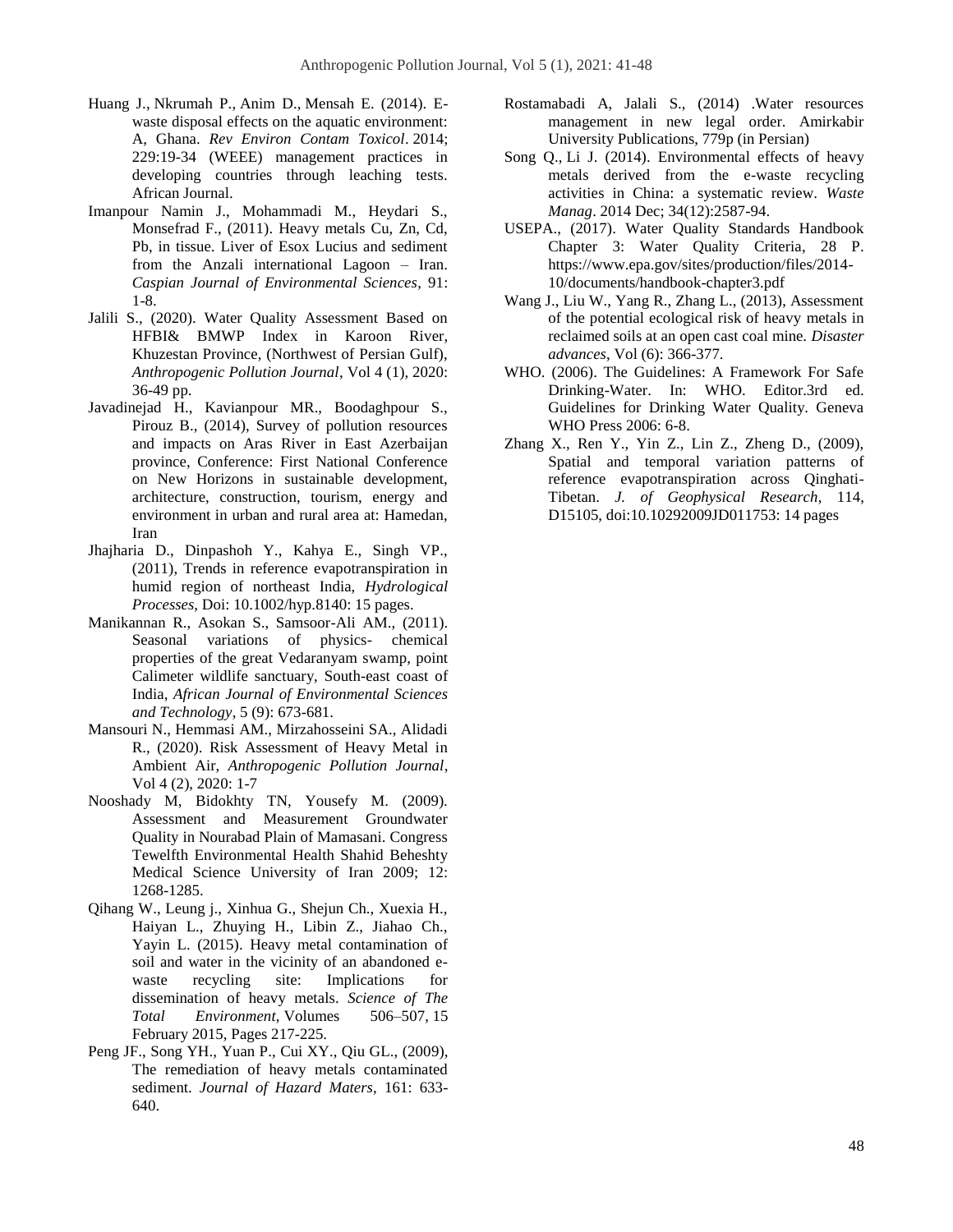Huang J., Nkrumah P., Anim D., Mensah E. (2014). E-waste disposal effects on the aquatic environment: A, Ghana. *Rev Environ Contam Toxicol*. 2014; 229:19-34 (WEEE) management practices in developing countries through leaching tests. African Journal.

Imanpour Namin J., Mohammadi M., Heydari S., Monsefrad F., (2011). Heavy metals Cu, Zn, Cd, Pb, in tissue. Liver of Esox Lucius and sediment from the Anzali international Lagoon – Iran. *Caspian Journal of Environmental Sciences*, 91: 1-8.

Jalili S., (2020). Water Quality Assessment Based on HFBI& BMWP Index in Karoon River, Khuzestan Province, (Northwest of Persian Gulf), *Anthropogenic Pollution Journal*, Vol 4 (1), 2020: 36-49 pp.

Javadinejad H., Kavianpour MR., Boodaghpour S., Pirouz B., (2014), Survey of pollution resources and impacts on Aras River in East Azerbaijan province, Conference: First National Conference on New Horizons in sustainable development, architecture, construction, tourism, energy and environment in urban and rural area at: Hamedan, Iran

Jhajharia D., Dinpashoh Y., Kahya E., Singh VP., (2011), Trends in reference evapotranspiration in humid region of northeast India, *Hydrological Processes*, Doi: 10.1002/hyp.8140: 15 pages.

Manikannan R., Asokan S., Samsoor-Ali AM., (2011). Seasonal variations of physics- chemical properties of the great Vedaranyam swamp, point Calimeter wildlife sanctuary, South-east coast of India, *African Journal of Environmental Sciences and Technology*, 5 (9): 673-681.

Mansouri N., Hemmasi AM., Mirzahosseini SA., Alidadi R., (2020). Risk Assessment of Heavy Metal in Ambient Air, *Anthropogenic Pollution Journal*, Vol 4 (2), 2020: 1-7

Nooshady M, Bidokhty TN, Yousefy M. (2009). Assessment and Measurement Groundwater Quality in Nourabad Plain of Mamasani. Congress Tewelfth Environmental Health Shahid Beheshty Medical Science University of Iran 2009; 12: 1268-1285.

Qihang W., Leung j., Xinhua G., Shejun Ch., Xuexia H., Haiyan L., Zhuying H., Libin Z., Jiahao Ch., Yayin L. (2015). Heavy metal contamination of soil and water in the vicinity of an abandoned e-waste recycling site: Implications for dissemination of heavy metals. *Science of The Total Environment*, Volumes 506–507, 15 February 2015, Pages 217-225.

Peng JF., Song YH., Yuan P., Cui XY., Qiu GL., (2009), The remediation of heavy metals contaminated sediment. *Journal of Hazard Maters*, 161: 633-640.

Rostamabadi A, Jalali S., (2014) .Water resources management in new legal order. Amirkabir University Publications, 779p (in Persian)

Song Q., Li J. (2014). Environmental effects of heavy metals derived from the e-waste recycling activities in China: a systematic review. *Waste Manag*. 2014 Dec; 34(12):2587-94.

USEPA., (2017). Water Quality Standards Handbook Chapter 3: Water Quality Criteria, 28 P. https://www.epa.gov/sites/production/files/2014-10/documents/handbook-chapter3.pdf

Wang J., Liu W., Yang R., Zhang L., (2013), Assessment of the potential ecological risk of heavy metals in reclaimed soils at an open cast coal mine. *Disaster advances*, Vol (6): 366-377.

WHO. (2006). The Guidelines: A Framework For Safe Drinking-Water. In: WHO. Editor.3rd ed. Guidelines for Drinking Water Quality. Geneva WHO Press 2006: 6-8.

Zhang X., Ren Y., Yin Z., Lin Z., Zheng D., (2009), Spatial and temporal variation patterns of reference evapotranspiration across Qinghati-Tibetan. *J. of Geophysical Research*, 114, D15105, doi:10.10292009JD011753: 14 pages